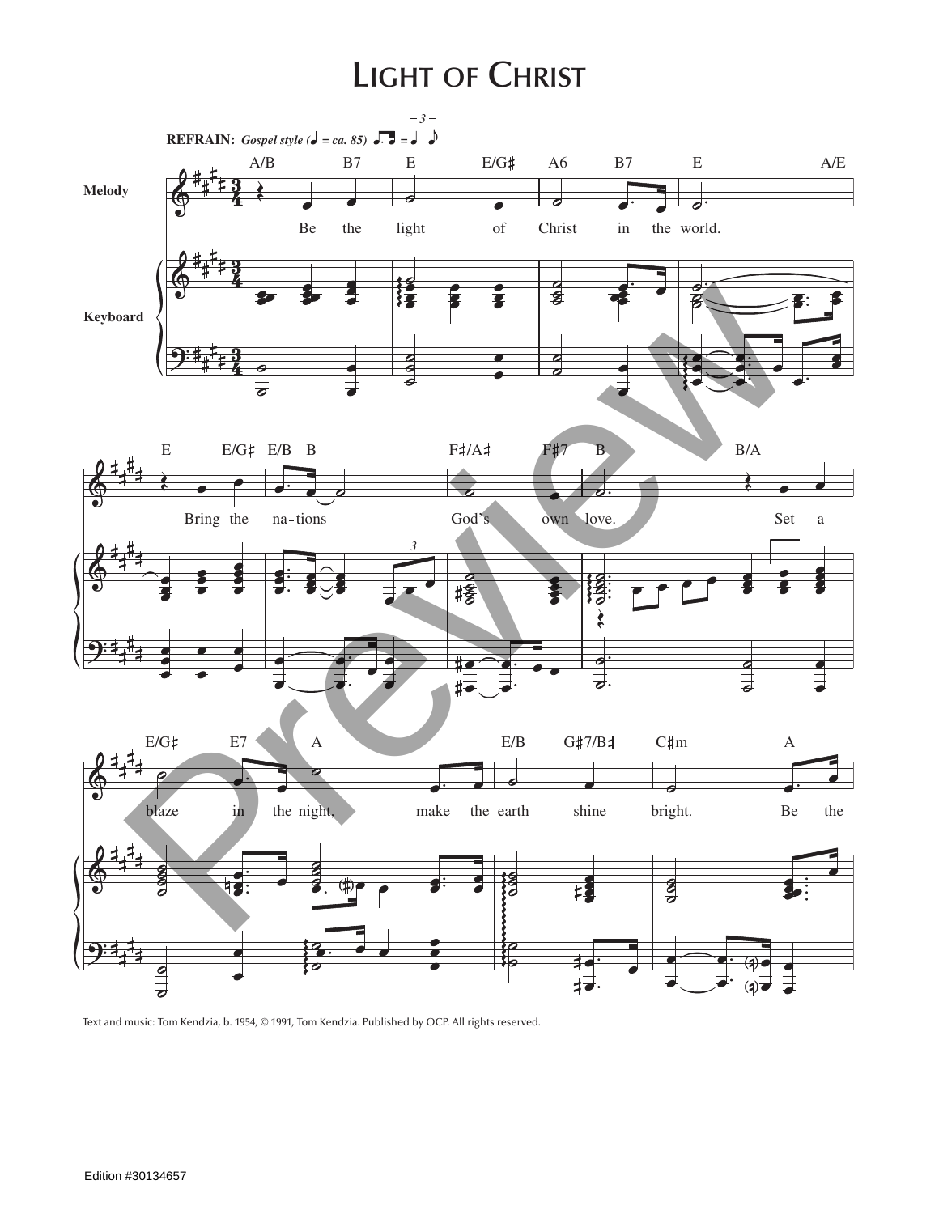# Light of Christ

**REFRAIN:** *Gospel style (♩ = ca. 85)*

Be the light of Christ in the world. Bring the nations God's own love. Set a blaze in the night, make the earth shine bright. Be the

Text and music: Tom Kendzia, b. 1954, © 1991, Tom Kendzia. Published by OCP. All rights reserved.

Edition #30134657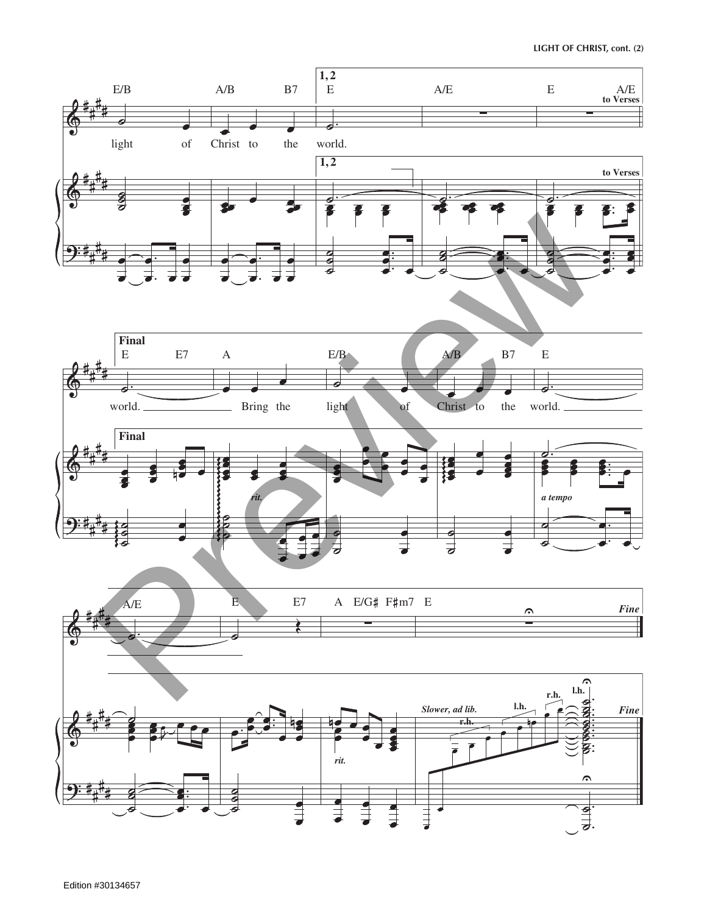E/B A/B B7 | 1, 2 E A/E E A/E *to Verses*

light of Christ to the world.

**Final**

E E7 A E/B A/B B7 E

world. Bring the light of Christ to the world.

*rit.* *a tempo*

A/E E E7 A E/G♯ F♯m7 E *Fine*

*Slower, ad lib.* r.h. l.h. r.h. l.h.

*rit.*

Edition #30134657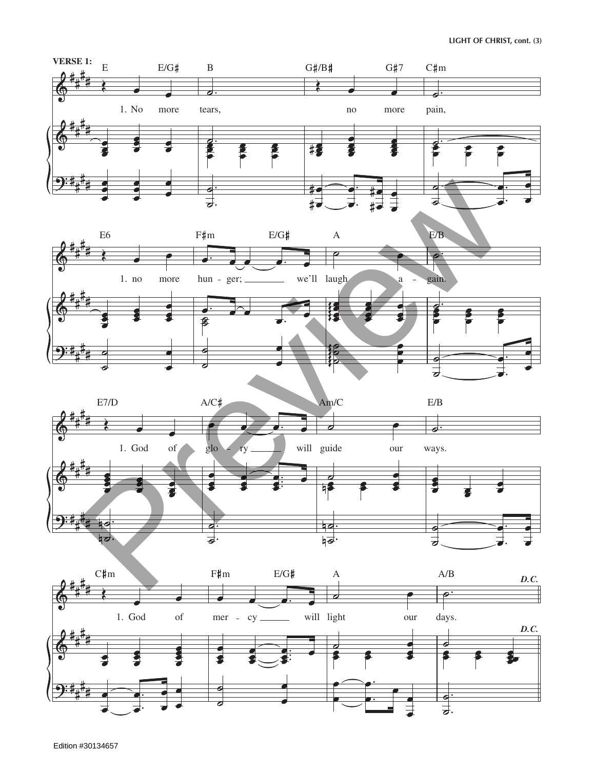VERSE 1:

E E/G♯ B G♯/B♯ G♯7 C♯m

1. No more tears, no more pain,

E6 F♯m E/G♯ A E/B

1. no more hun - ger; we'll laugh a - gain.

E7/D A/C♯ Am/C E/B

1. God of glo - ry will guide our ways.

C♯m F♯m E/G♯ A A/B

1. God of mer - cy will light our days.

*D.C.*

Edition #30134657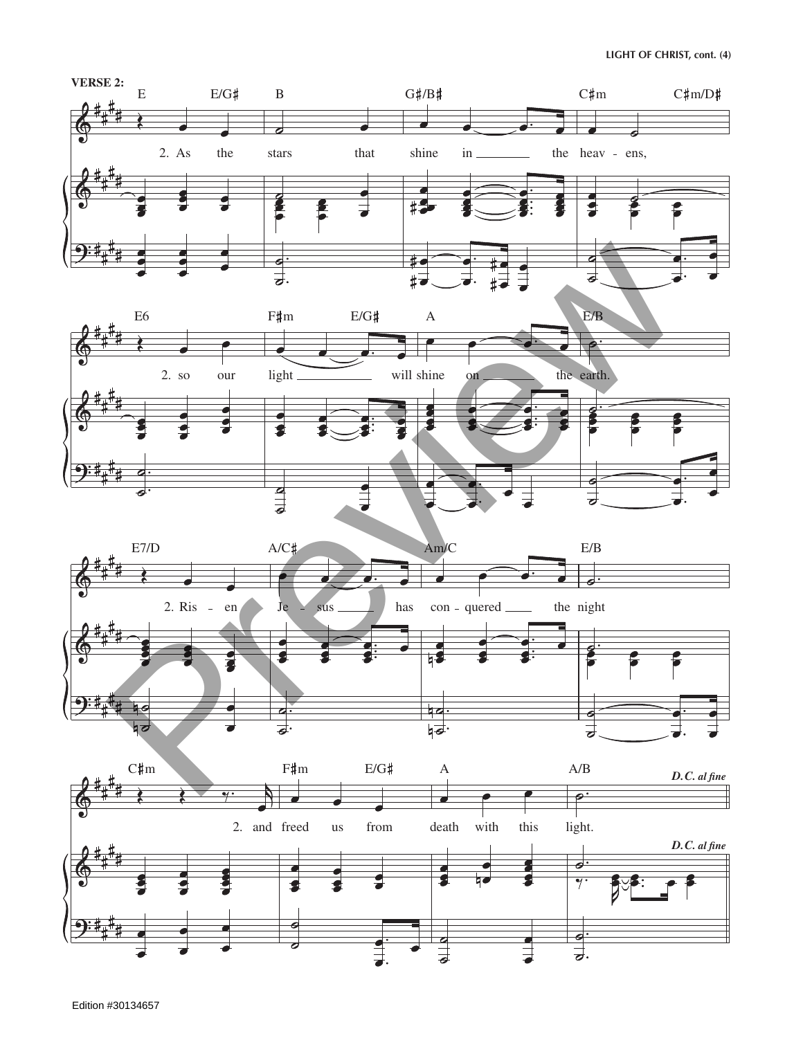**VERSE 2:**

E E/G♯ B G♯/B♯ C♯m C♯m/D♯

2. As the stars that shine in ___ the heav - ens,

E6 F♯m E/G♯ A E/B

2. so our light ___ will shine on ___ the earth.

E7/D A/C♯ Am/C E/B

2. Ris - en Je - sus ___ has con - quered ___ the night

C♯m F♯m E/G♯ A A/B

2. and freed us from death with this light.

***D.C. al fine***

Edition #30134657